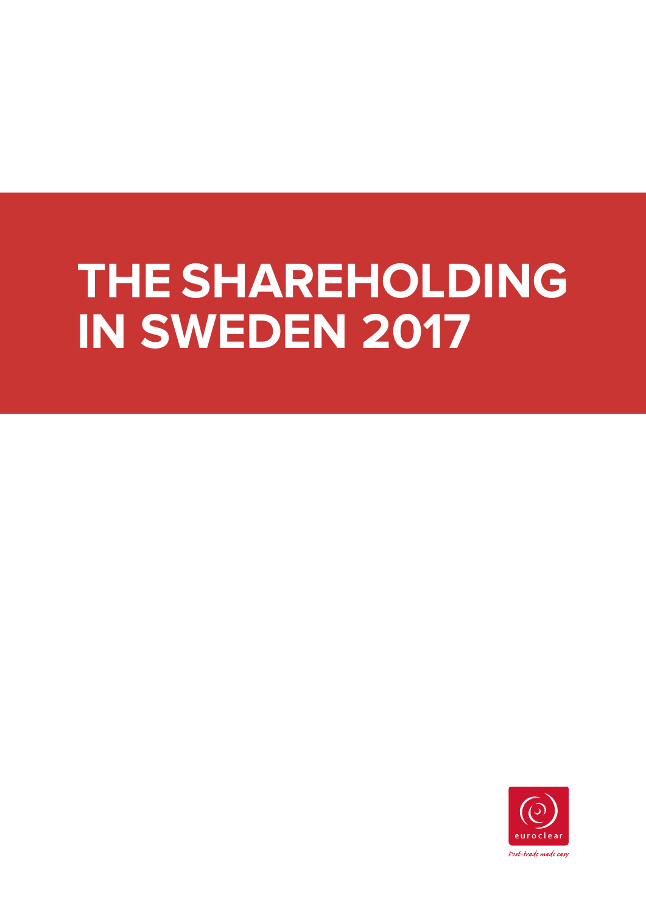# THE SHAREHOLDING IN SWEDEN 2017

euroclear

*Post-trade made easy*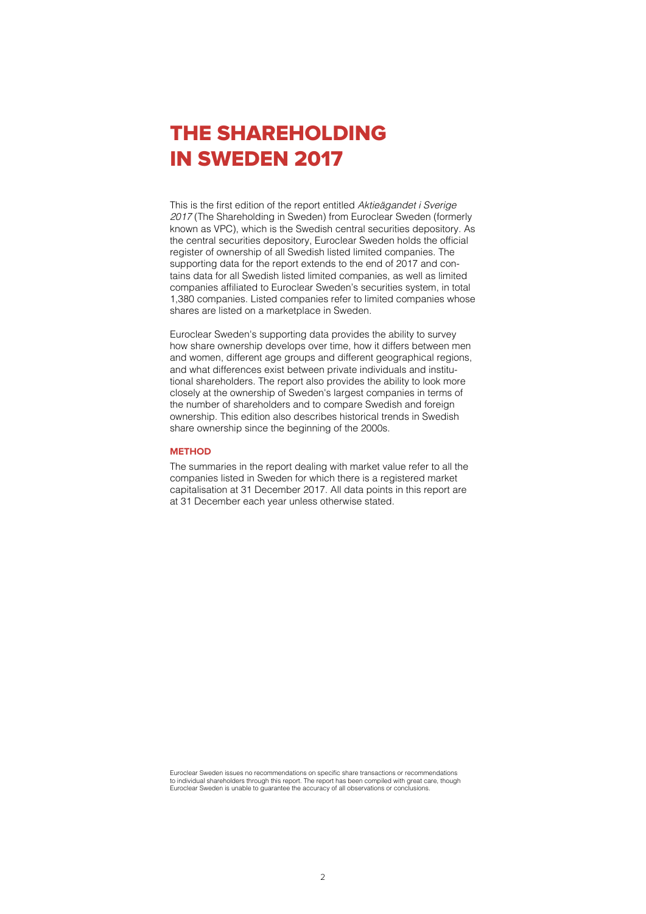# THE SHAREHOLDING IN SWEDEN 2017

This is the first edition of the report entitled *Aktieägandet i Sverige 2017* (The Shareholding in Sweden) from Euroclear Sweden (formerly known as VPC), which is the Swedish central securities depository. As the central securities depository, Euroclear Sweden holds the official register of ownership of all Swedish listed limited companies. The supporting data for the report extends to the end of 2017 and contains data for all Swedish listed limited companies, as well as limited companies affiliated to Euroclear Sweden's securities system, in total 1,380 companies. Listed companies refer to limited companies whose shares are listed on a marketplace in Sweden.

Euroclear Sweden's supporting data provides the ability to survey how share ownership develops over time, how it differs between men and women, different age groups and different geographical regions, and what differences exist between private individuals and institutional shareholders. The report also provides the ability to look more closely at the ownership of Sweden's largest companies in terms of the number of shareholders and to compare Swedish and foreign ownership. This edition also describes historical trends in Swedish share ownership since the beginning of the 2000s.

### METHOD

The summaries in the report dealing with market value refer to all the companies listed in Sweden for which there is a registered market capitalisation at 31 December 2017. All data points in this report are at 31 December each year unless otherwise stated.

Euroclear Sweden issues no recommendations on specific share transactions or recommendations to individual shareholders through this report. The report has been compiled with great care, though Euroclear Sweden is unable to guarantee the accuracy of all observations or conclusions.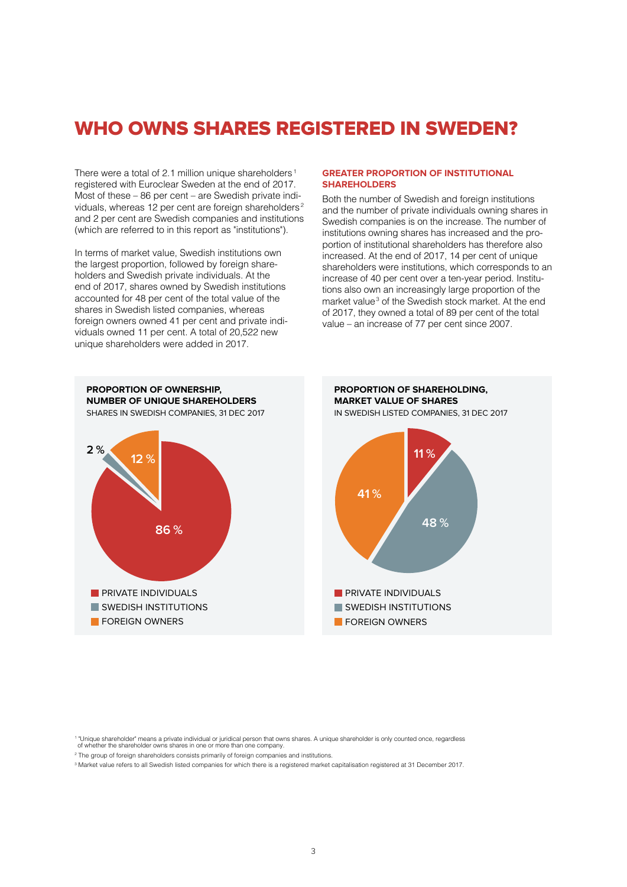# WHO OWNS SHARES REGISTERED IN SWEDEN?

There were a total of 2.1 million unique shareholders[1] registered with Euroclear Sweden at the end of 2017. Most of these – 86 per cent – are Swedish private individuals, whereas 12 per cent are foreign shareholders[2] and 2 per cent are Swedish companies and institutions (which are referred to in this report as "institutions").

In terms of market value, Swedish institutions own the largest proportion, followed by foreign shareholders and Swedish private individuals. At the end of 2017, shares owned by Swedish institutions accounted for 48 per cent of the total value of the shares in Swedish listed companies, whereas foreign owners owned 41 per cent and private individuals owned 11 per cent. A total of 20,522 new unique shareholders were added in 2017.

## GREATER PROPORTION OF INSTITUTIONAL SHAREHOLDERS

Both the number of Swedish and foreign institutions and the number of private individuals owning shares in Swedish companies is on the increase. The number of institutions owning shares has increased and the proportion of institutional shareholders has therefore also increased. At the end of 2017, 14 per cent of unique shareholders were institutions, which corresponds to an increase of 40 per cent over a ten-year period. Institutions also own an increasingly large proportion of the market value[3] of the Swedish stock market. At the end of 2017, they owned a total of 89 per cent of the total value – an increase of 77 per cent since 2007.

**PROPORTION OF OWNERSHIP, NUMBER OF UNIQUE SHAREHOLDERS**
SHARES IN SWEDISH COMPANIES, 31 DEC 2017

- PRIVATE INDIVIDUALS: 86 %
- SWEDISH INSTITUTIONS: 2 %
- FOREIGN OWNERS: 12 %

**PROPORTION OF SHAREHOLDING, MARKET VALUE OF SHARES**
IN SWEDISH LISTED COMPANIES, 31 DEC 2017

- PRIVATE INDIVIDUALS: 11 %
- SWEDISH INSTITUTIONS: 48 %
- FOREIGN OWNERS: 41 %

[1] "Unique shareholder" means a private individual or juridical person that owns shares. A unique shareholder is only counted once, regardless of whether the shareholder owns shares in one or more than one company.

[2] The group of foreign shareholders consists primarily of foreign companies and institutions.

[3] Market value refers to all Swedish listed companies for which there is a registered market capitalisation registered at 31 December 2017.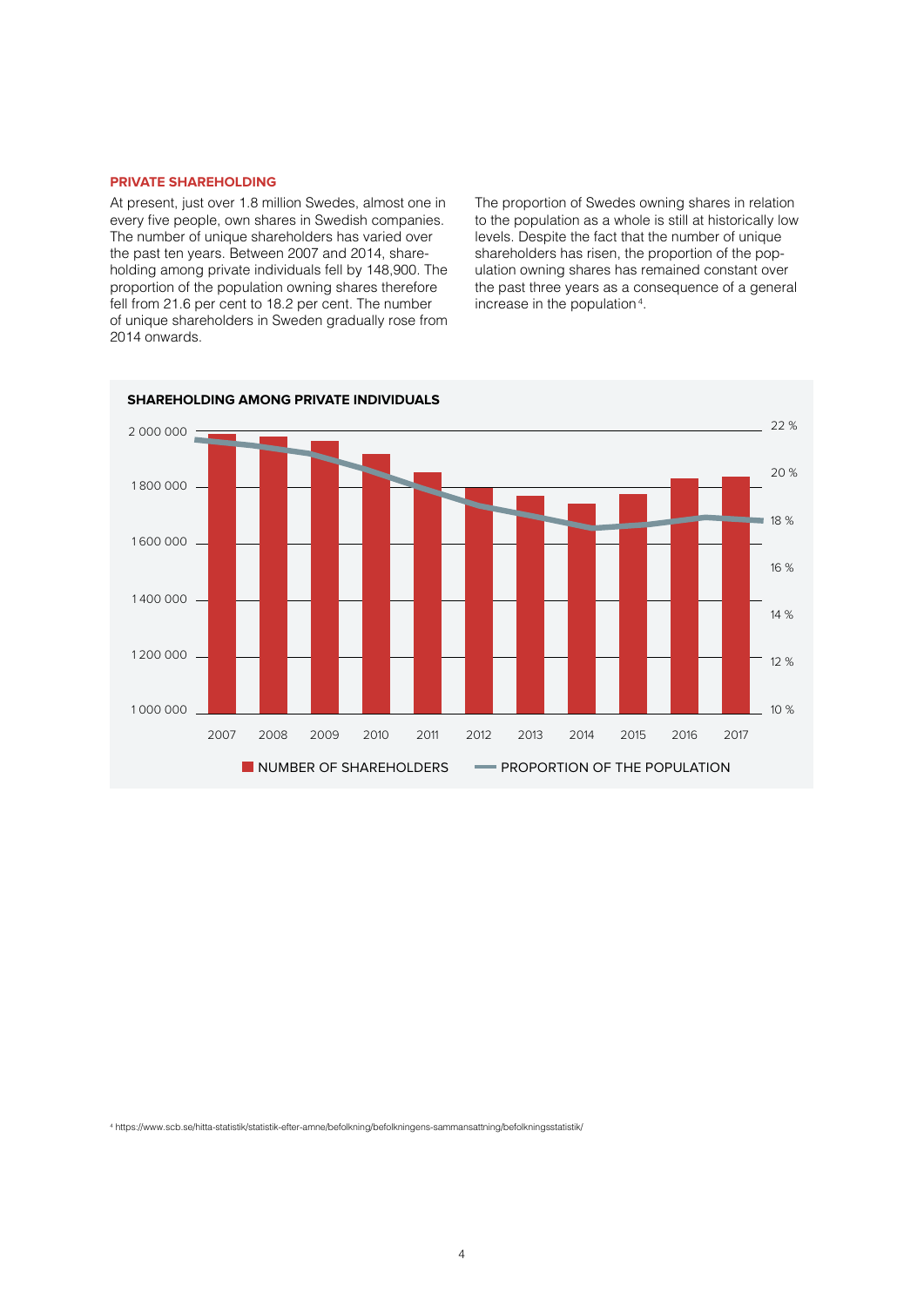## PRIVATE SHAREHOLDING

At present, just over 1.8 million Swedes, almost one in every five people, own shares in Swedish companies. The number of unique shareholders has varied over the past ten years. Between 2007 and 2014, shareholding among private individuals fell by 148,900. The proportion of the population owning shares therefore fell from 21.6 per cent to 18.2 per cent. The number of unique shareholders in Sweden gradually rose from 2014 onwards.

The proportion of Swedes owning shares in relation to the population as a whole is still at historically low levels. Despite the fact that the number of unique shareholders has risen, the proportion of the population owning shares has remained constant over the past three years as a consequence of a general increase in the population[4].

**SHAREHOLDING AMONG PRIVATE INDIVIDUALS**

2 000 000 | 1 800 000 | 1 600 000 | 1 400 000 | 1 200 000 | 1 000 000

22 % | 20 % | 18 % | 16 % | 14 % | 12 % | 10 %

2007 | 2008 | 2009 | 2010 | 2011 | 2012 | 2013 | 2014 | 2015 | 2016 | 2017

NUMBER OF SHAREHOLDERS — PROPORTION OF THE POPULATION

[4] https://www.scb.se/hitta-statistik/statistik-efter-amne/befolkning/befolkningens-sammansattning/befolkningsstatistik/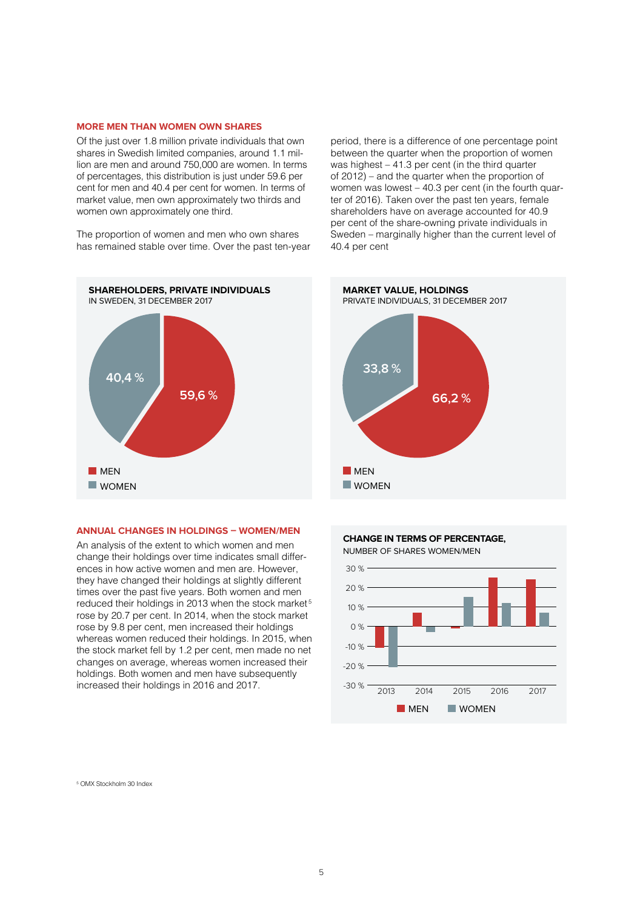## MORE MEN THAN WOMEN OWN SHARES

Of the just over 1.8 million private individuals that own shares in Swedish limited companies, around 1.1 million are men and around 750,000 are women. In terms of percentages, this distribution is just under 59.6 per cent for men and 40.4 per cent for women. In terms of market value, men own approximately two thirds and women own approximately one third.

The proportion of women and men who own shares has remained stable over time. Over the past ten-year period, there is a difference of one percentage point between the quarter when the proportion of women was highest – 41.3 per cent (in the third quarter of 2012) – and the quarter when the proportion of women was lowest – 40.3 per cent (in the fourth quarter of 2016). Taken over the past ten years, female shareholders have on average accounted for 40.9 per cent of the share-owning private individuals in Sweden – marginally higher than the current level of 40.4 per cent

**SHAREHOLDERS, PRIVATE INDIVIDUALS**
IN SWEDEN, 31 DECEMBER 2017

| | |
|---|---|
| MEN | 59,6 % |
| WOMEN | 40,4 % |

**MARKET VALUE, HOLDINGS**
PRIVATE INDIVIDUALS, 31 DECEMBER 2017

| | |
|---|---|
| MEN | 66,2 % |
| WOMEN | 33,8 % |

## ANNUAL CHANGES IN HOLDINGS – WOMEN/MEN

An analysis of the extent to which women and men change their holdings over time indicates small differences in how active women and men are. However, they have changed their holdings at slightly different times over the past five years. Both women and men reduced their holdings in 2013 when the stock market[5] rose by 20.7 per cent. In 2014, when the stock market rose by 9.8 per cent, men increased their holdings whereas women reduced their holdings. In 2015, when the stock market fell by 1.2 per cent, men made no net changes on average, whereas women increased their holdings. Both women and men have subsequently increased their holdings in 2016 and 2017.

**CHANGE IN TERMS OF PERCENTAGE,**
NUMBER OF SHARES WOMEN/MEN

[Bar chart: MEN and WOMEN, 2013–2017, y-axis -30 % to 30 %]

[5] OMX Stockholm 30 Index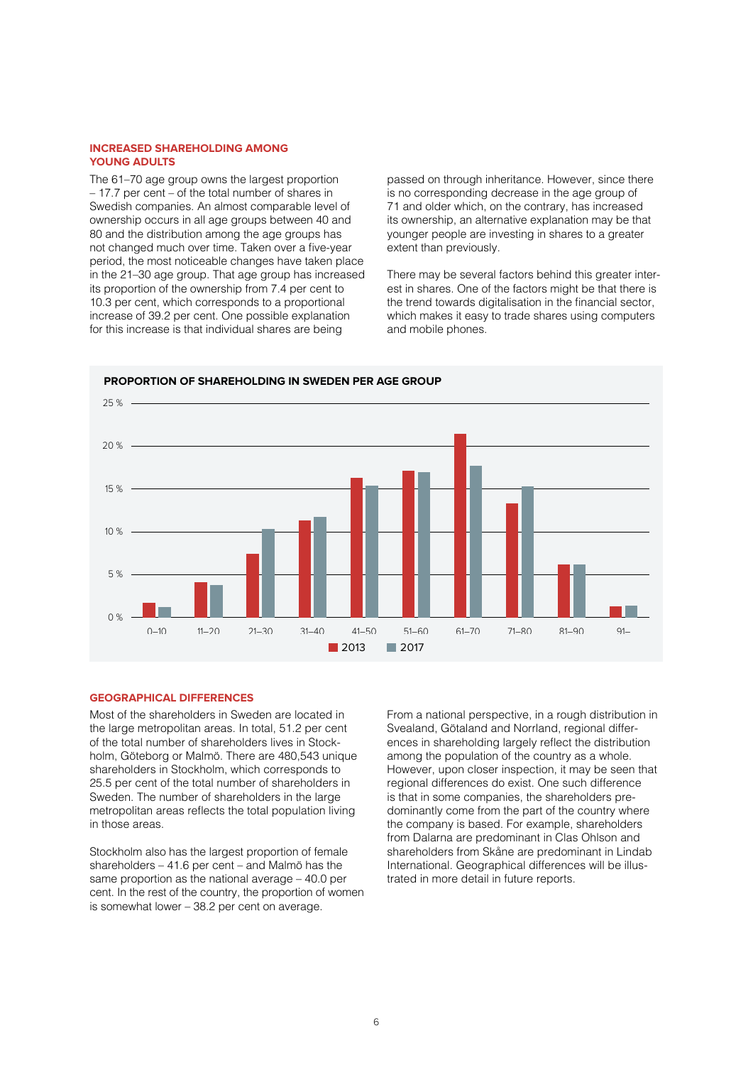### INCREASED SHAREHOLDING AMONG YOUNG ADULTS

The 61–70 age group owns the largest proportion – 17.7 per cent – of the total number of shares in Swedish companies. An almost comparable level of ownership occurs in all age groups between 40 and 80 and the distribution among the age groups has not changed much over time. Taken over a five-year period, the most noticeable changes have taken place in the 21–30 age group. That age group has increased its proportion of the ownership from 7.4 per cent to 10.3 per cent, which corresponds to a proportional increase of 39.2 per cent. One possible explanation for this increase is that individual shares are being passed on through inheritance. However, since there is no corresponding decrease in the age group of 71 and older which, on the contrary, has increased its ownership, an alternative explanation may be that younger people are investing in shares to a greater extent than previously.

There may be several factors behind this greater interest in shares. One of the factors might be that there is the trend towards digitalisation in the financial sector, which makes it easy to trade shares using computers and mobile phones.

**PROPORTION OF SHAREHOLDING IN SWEDEN PER AGE GROUP**

### GEOGRAPHICAL DIFFERENCES

Most of the shareholders in Sweden are located in the large metropolitan areas. In total, 51.2 per cent of the total number of shareholders lives in Stockholm, Göteborg or Malmö. There are 480,543 unique shareholders in Stockholm, which corresponds to 25.5 per cent of the total number of shareholders in Sweden. The number of shareholders in the large metropolitan areas reflects the total population living in those areas.

Stockholm also has the largest proportion of female shareholders – 41.6 per cent – and Malmö has the same proportion as the national average – 40.0 per cent. In the rest of the country, the proportion of women is somewhat lower – 38.2 per cent on average.

From a national perspective, in a rough distribution in Svealand, Götaland and Norrland, regional differences in shareholding largely reflect the distribution among the population of the country as a whole. However, upon closer inspection, it may be seen that regional differences do exist. One such difference is that in some companies, the shareholders predominantly come from the part of the country where the company is based. For example, shareholders from Dalarna are predominant in Clas Ohlson and shareholders from Skåne are predominant in Lindab International. Geographical differences will be illustrated in more detail in future reports.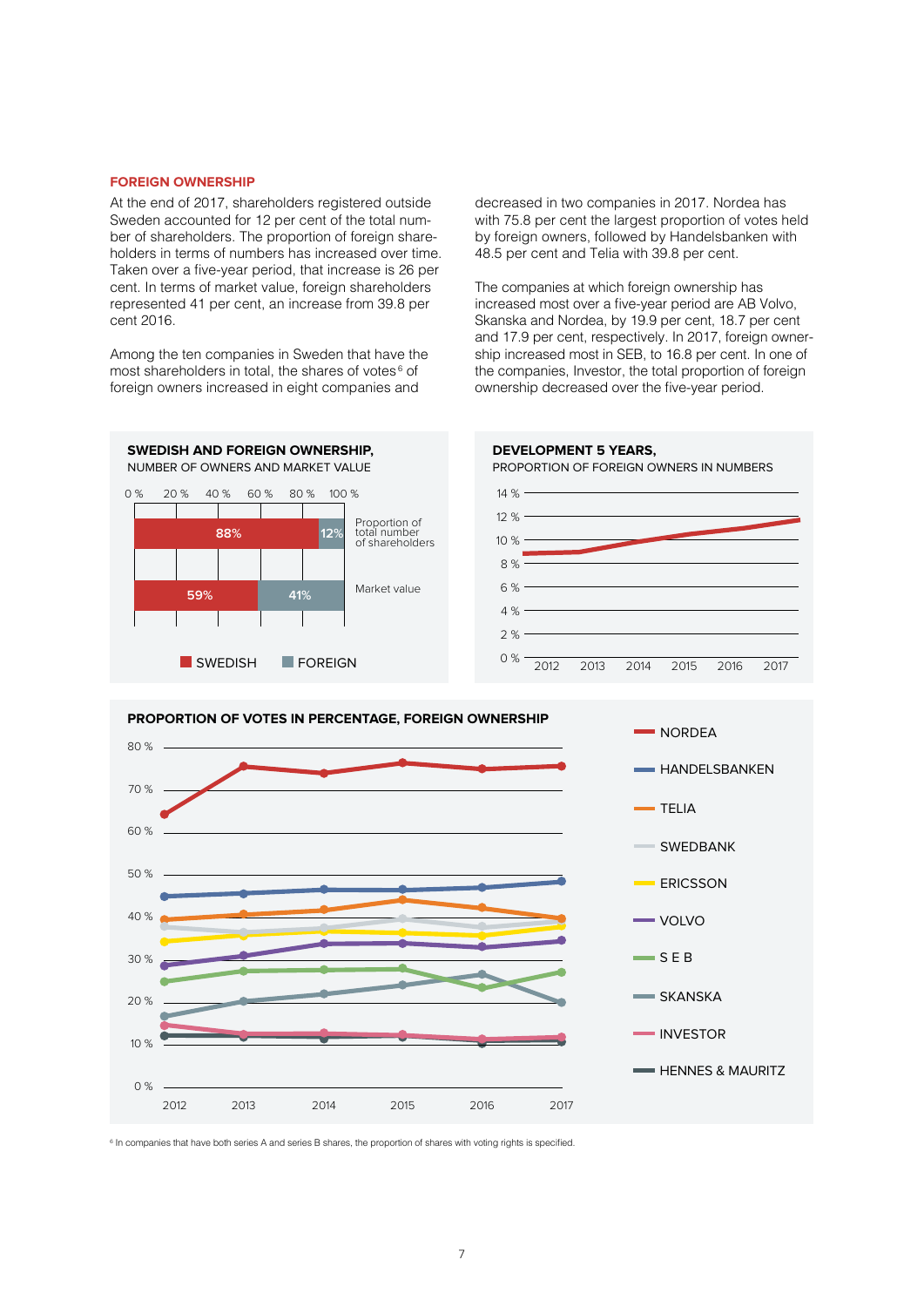## FOREIGN OWNERSHIP

At the end of 2017, shareholders registered outside Sweden accounted for 12 per cent of the total number of shareholders. The proportion of foreign shareholders in terms of numbers has increased over time. Taken over a five-year period, that increase is 26 per cent. In terms of market value, foreign shareholders represented 41 per cent, an increase from 39.8 per cent 2016.

Among the ten companies in Sweden that have the most shareholders in total, the shares of votes[6] of foreign owners increased in eight companies and decreased in two companies in 2017. Nordea has with 75.8 per cent the largest proportion of votes held by foreign owners, followed by Handelsbanken with 48.5 per cent and Telia with 39.8 per cent.

The companies at which foreign ownership has increased most over a five-year period are AB Volvo, Skanska and Nordea, by 19.9 per cent, 18.7 per cent and 17.9 per cent, respectively. In 2017, foreign ownership increased most in SEB, to 16.8 per cent. In one of the companies, Investor, the total proportion of foreign ownership decreased over the five-year period.

**SWEDISH AND FOREIGN OWNERSHIP,**
NUMBER OF OWNERS AND MARKET VALUE

| | SWEDISH | FOREIGN |
|---|---|---|
| Proportion of total number of shareholders | 88% | 12% |
| Market value | 59% | 41% |

**DEVELOPMENT 5 YEARS,**
PROPORTION OF FOREIGN OWNERS IN NUMBERS

**PROPORTION OF VOTES IN PERCENTAGE, FOREIGN OWNERSHIP**

NORDEA, HANDELSBANKEN, TELIA, SWEDBANK, ERICSSON, VOLVO, S E B, SKANSKA, INVESTOR, HENNES & MAURITZ

[6] In companies that have both series A and series B shares, the proportion of shares with voting rights is specified.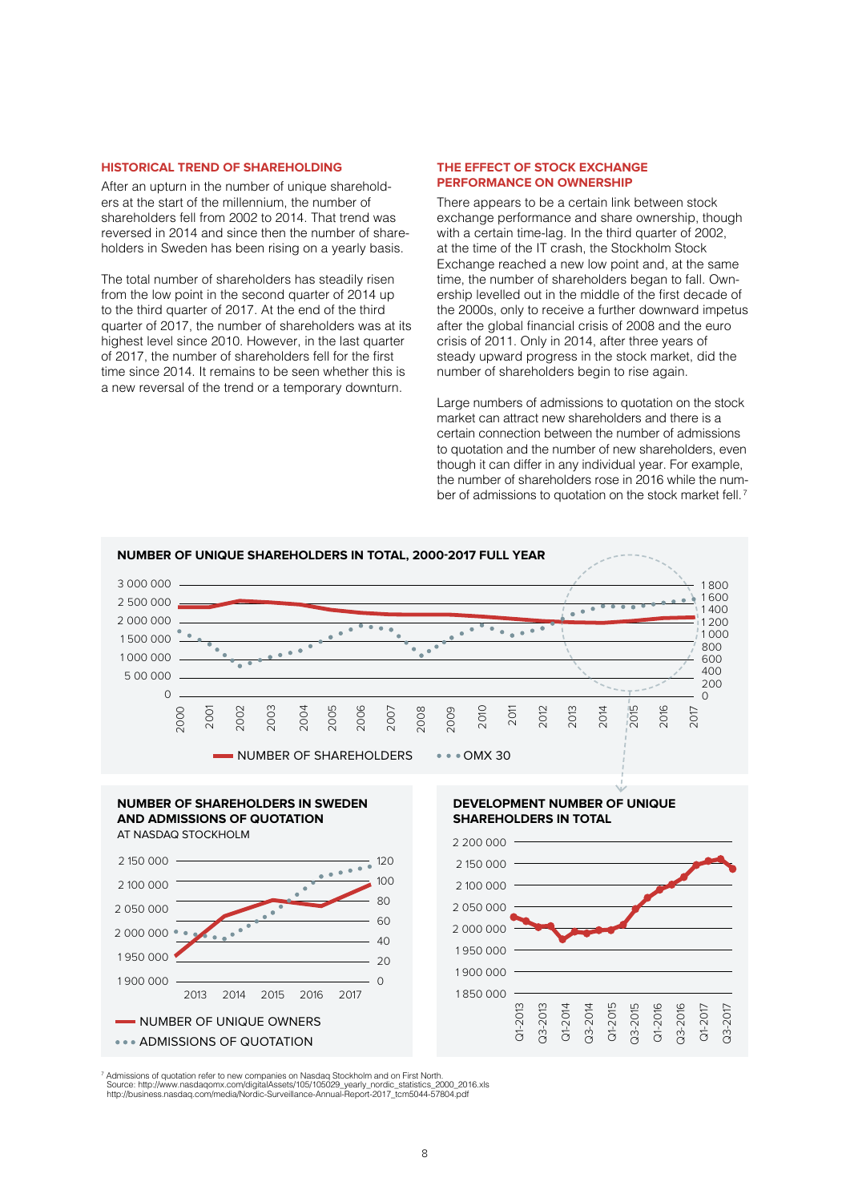## HISTORICAL TREND OF SHAREHOLDING

After an upturn in the number of unique shareholders at the start of the millennium, the number of shareholders fell from 2002 to 2014. That trend was reversed in 2014 and since then the number of shareholders in Sweden has been rising on a yearly basis.

The total number of shareholders has steadily risen from the low point in the second quarter of 2014 up to the third quarter of 2017. At the end of the third quarter of 2017, the number of shareholders was at its highest level since 2010. However, in the last quarter of 2017, the number of shareholders fell for the first time since 2014. It remains to be seen whether this is a new reversal of the trend or a temporary downturn.

## THE EFFECT OF STOCK EXCHANGE PERFORMANCE ON OWNERSHIP

There appears to be a certain link between stock exchange performance and share ownership, though with a certain time-lag. In the third quarter of 2002, at the time of the IT crash, the Stockholm Stock Exchange reached a new low point and, at the same time, the number of shareholders began to fall. Ownership levelled out in the middle of the first decade of the 2000s, only to receive a further downward impetus after the global financial crisis of 2008 and the euro crisis of 2011. Only in 2014, after three years of steady upward progress in the stock market, did the number of shareholders begin to rise again.

Large numbers of admissions to quotation on the stock market can attract new shareholders and there is a certain connection between the number of admissions to quotation and the number of new shareholders, even though it can differ in any individual year. For example, the number of shareholders rose in 2016 while the number of admissions to quotation on the stock market fell.[7]

**NUMBER OF UNIQUE SHAREHOLDERS IN TOTAL, 2000-2017 FULL YEAR**

Left axis: 0 – 3 000 000; right axis: 0 – 1 800; x-axis: 2000–2017

NUMBER OF SHAREHOLDERS • • • OMX 30

**NUMBER OF SHAREHOLDERS IN SWEDEN AND ADMISSIONS OF QUOTATION**
AT NASDAQ STOCKHOLM

Left axis: 1 900 000 – 2 150 000; right axis: 0 – 120; x-axis: 2013–2017

NUMBER OF UNIQUE OWNERS
• • • ADMISSIONS OF QUOTATION

**DEVELOPMENT NUMBER OF UNIQUE SHAREHOLDERS IN TOTAL**

Axis: 1 850 000 – 2 200 000; x-axis: Q1-2013 – Q3-2017

[7] Admissions of quotation refer to new companies on Nasdaq Stockholm and on First North.
Source: http://www.nasdaqomx.com/digitalAssets/105/105029_yearly_nordic_statistics_2000_2016.xls
http://business.nasdaq.com/media/Nordic-Surveillance-Annual-Report-2017_tcm5044-57804.pdf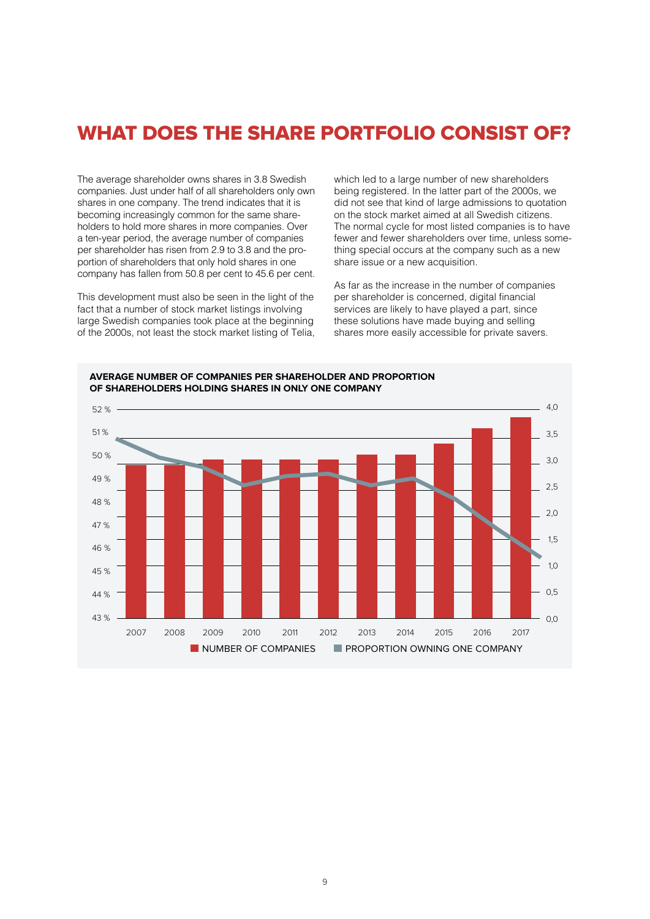# WHAT DOES THE SHARE PORTFOLIO CONSIST OF?

The average shareholder owns shares in 3.8 Swedish companies. Just under half of all shareholders only own shares in one company. The trend indicates that it is becoming increasingly common for the same shareholders to hold more shares in more companies. Over a ten-year period, the average number of companies per shareholder has risen from 2.9 to 3.8 and the proportion of shareholders that only hold shares in one company has fallen from 50.8 per cent to 45.6 per cent.

This development must also be seen in the light of the fact that a number of stock market listings involving large Swedish companies took place at the beginning of the 2000s, not least the stock market listing of Telia, which led to a large number of new shareholders being registered. In the latter part of the 2000s, we did not see that kind of large admissions to quotation on the stock market aimed at all Swedish citizens. The normal cycle for most listed companies is to have fewer and fewer shareholders over time, unless something special occurs at the company such as a new share issue or a new acquisition.

As far as the increase in the number of companies per shareholder is concerned, digital financial services are likely to have played a part, since these solutions have made buying and selling shares more easily accessible for private savers.

**AVERAGE NUMBER OF COMPANIES PER SHAREHOLDER AND PROPORTION OF SHAREHOLDERS HOLDING SHARES IN ONLY ONE COMPANY**

Legend: NUMBER OF COMPANIES (bars, right axis 0,0–4,0); PROPORTION OWNING ONE COMPANY (line, left axis 43 %–52 %)

Years: 2007, 2008, 2009, 2010, 2011, 2012, 2013, 2014, 2015, 2016, 2017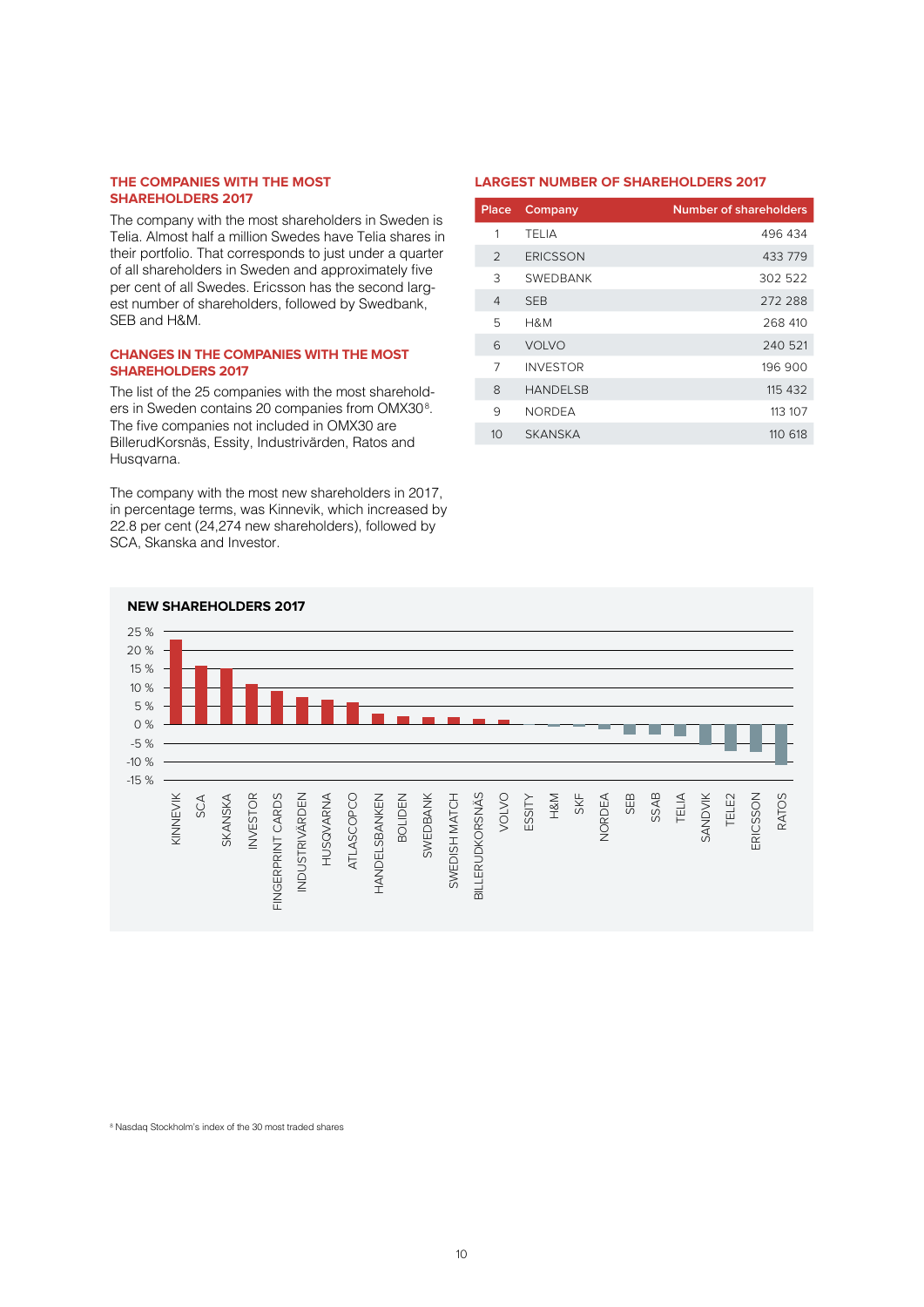## THE COMPANIES WITH THE MOST SHAREHOLDERS 2017

The company with the most shareholders in Sweden is Telia. Almost half a million Swedes have Telia shares in their portfolio. That corresponds to just under a quarter of all shareholders in Sweden and approximately five per cent of all Swedes. Ericsson has the second largest number of shareholders, followed by Swedbank, SEB and H&M.

## CHANGES IN THE COMPANIES WITH THE MOST SHAREHOLDERS 2017

The list of the 25 companies with the most shareholders in Sweden contains 20 companies from OMX30[8]. The five companies not included in OMX30 are BillerudKorsnäs, Essity, Industrivärden, Ratos and Husqvarna.

The company with the most new shareholders in 2017, in percentage terms, was Kinnevik, which increased by 22.8 per cent (24,274 new shareholders), followed by SCA, Skanska and Investor.

## LARGEST NUMBER OF SHAREHOLDERS 2017

| Place | Company | Number of shareholders |
|---|---|---|
| 1 | TELIA | 496 434 |
| 2 | ERICSSON | 433 779 |
| 3 | SWEDBANK | 302 522 |
| 4 | SEB | 272 288 |
| 5 | H&M | 268 410 |
| 6 | VOLVO | 240 521 |
| 7 | INVESTOR | 196 900 |
| 8 | HANDELSB | 115 432 |
| 9 | NORDEA | 113 107 |
| 10 | SKANSKA | 110 618 |

## NEW SHAREHOLDERS 2017

Y-axis: 25 %, 20 %, 15 %, 10 %, 5 %, 0 %, -5 %, -10 %, -15 %

Companies (left to right): KINNEVIK, SCA, SKANSKA, INVESTOR, FINGERPRINT CARDS, INDUSTRIVÄRDEN, HUSQVARNA, ATLASCOPCO, HANDELSBANKEN, BOLIDEN, SWEDBANK, SWEDISH MATCH, BILLERUDKORSNÄS, VOLVO, ESSITY, H&M, SKF, NORDEA, SEB, SSAB, TELIA, SANDVIK, TELE2, ERICSSON, RATOS

[8] Nasdaq Stockholm's index of the 30 most traded shares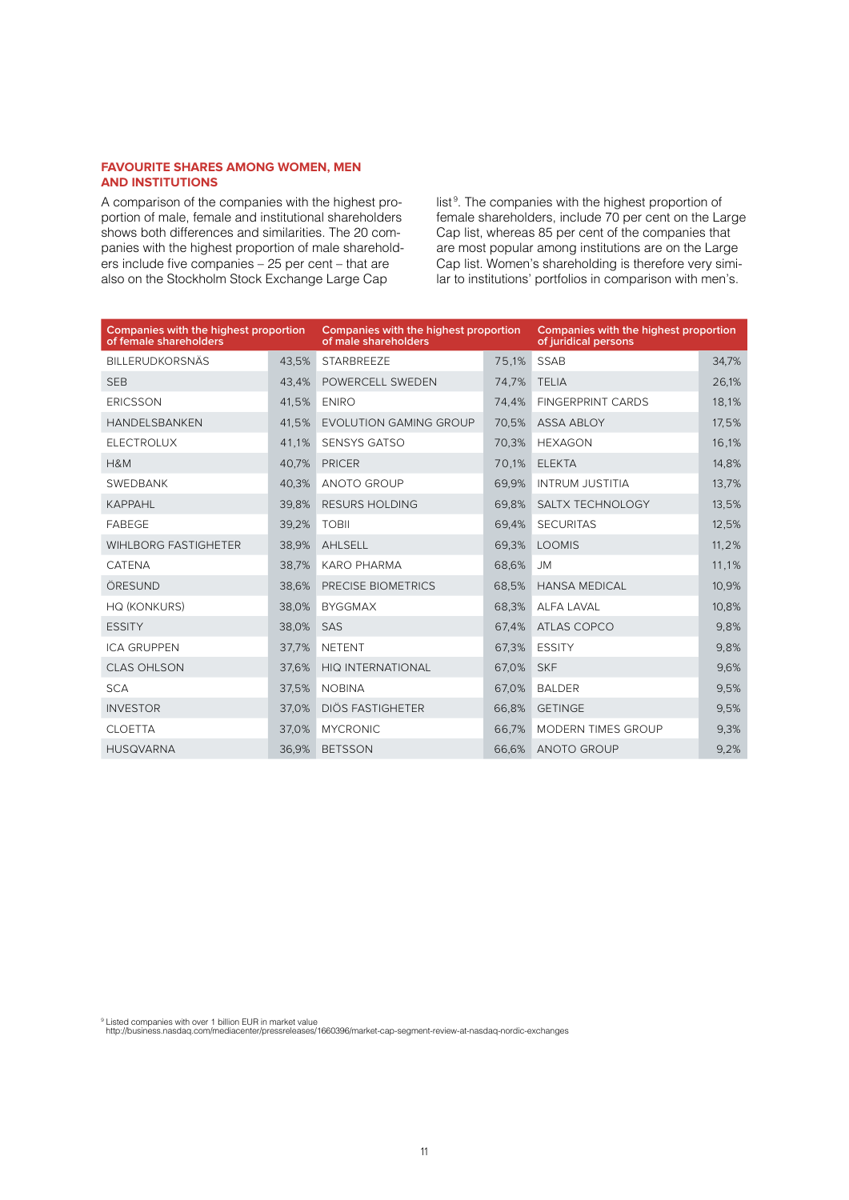### FAVOURITE SHARES AMONG WOMEN, MEN AND INSTITUTIONS

A comparison of the companies with the highest proportion of male, female and institutional shareholders shows both differences and similarities. The 20 companies with the highest proportion of male shareholders include five companies – 25 per cent – that are also on the Stockholm Stock Exchange Large Cap list[9]. The companies with the highest proportion of female shareholders, include 70 per cent on the Large Cap list, whereas 85 per cent of the companies that are most popular among institutions are on the Large Cap list. Women's shareholding is therefore very similar to institutions' portfolios in comparison with men's.

| Companies with the highest proportion of female shareholders | | Companies with the highest proportion of male shareholders | | Companies with the highest proportion of juridical persons | |
|---|---|---|---|---|---|
| BILLERUDKORSNÄS | 43,5% | STARBREEZE | 75,1% | SSAB | 34,7% |
| SEB | 43,4% | POWERCELL SWEDEN | 74,7% | TELIA | 26,1% |
| ERICSSON | 41,5% | ENIRO | 74,4% | FINGERPRINT CARDS | 18,1% |
| HANDELSBANKEN | 41,5% | EVOLUTION GAMING GROUP | 70,5% | ASSA ABLOY | 17,5% |
| ELECTROLUX | 41,1% | SENSYS GATSO | 70,3% | HEXAGON | 16,1% |
| H&M | 40,7% | PRICER | 70,1% | ELEKTA | 14,8% |
| SWEDBANK | 40,3% | ANOTO GROUP | 69,9% | INTRUM JUSTITIA | 13,7% |
| KAPPAHL | 39,8% | RESURS HOLDING | 69,8% | SALTX TECHNOLOGY | 13,5% |
| FABEGE | 39,2% | TOBII | 69,4% | SECURITAS | 12,5% |
| WIHLBORG FASTIGHETER | 38,9% | AHLSELL | 69,3% | LOOMIS | 11,2% |
| CATENA | 38,7% | KARO PHARMA | 68,6% | JM | 11,1% |
| ÖRESUND | 38,6% | PRECISE BIOMETRICS | 68,5% | HANSA MEDICAL | 10,9% |
| HQ (KONKURS) | 38,0% | BYGGMAX | 68,3% | ALFA LAVAL | 10,8% |
| ESSITY | 38,0% | SAS | 67,4% | ATLAS COPCO | 9,8% |
| ICA GRUPPEN | 37,7% | NETENT | 67,3% | ESSITY | 9,8% |
| CLAS OHLSON | 37,6% | HIQ INTERNATIONAL | 67,0% | SKF | 9,6% |
| SCA | 37,5% | NOBINA | 67,0% | BALDER | 9,5% |
| INVESTOR | 37,0% | DIÖS FASTIGHETER | 66,8% | GETINGE | 9,5% |
| CLOETTA | 37,0% | MYCRONIC | 66,7% | MODERN TIMES GROUP | 9,3% |
| HUSQVARNA | 36,9% | BETSSON | 66,6% | ANOTO GROUP | 9,2% |

[9] Listed companies with over 1 billion EUR in market value
http://business.nasdaq.com/mediacenter/pressreleases/1660396/market-cap-segment-review-at-nasdaq-nordic-exchanges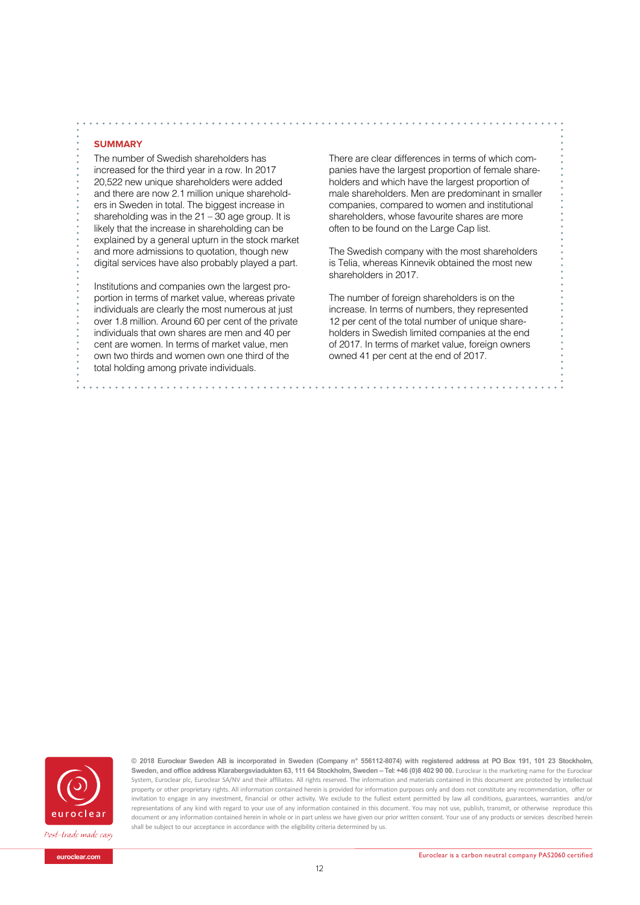## SUMMARY

The number of Swedish shareholders has increased for the third year in a row. In 2017 20,522 new unique shareholders were added and there are now 2.1 million unique shareholders in Sweden in total. The biggest increase in shareholding was in the 21 – 30 age group. It is likely that the increase in shareholding can be explained by a general upturn in the stock market and more admissions to quotation, though new digital services have also probably played a part.

Institutions and companies own the largest proportion in terms of market value, whereas private individuals are clearly the most numerous at just over 1.8 million. Around 60 per cent of the private individuals that own shares are men and 40 per cent are women. In terms of market value, men own two thirds and women own one third of the total holding among private individuals.

There are clear differences in terms of which companies have the largest proportion of female shareholders and which have the largest proportion of male shareholders. Men are predominant in smaller companies, compared to women and institutional shareholders, whose favourite shares are more often to be found on the Large Cap list.

The Swedish company with the most shareholders is Telia, whereas Kinnevik obtained the most new shareholders in 2017.

The number of foreign shareholders is on the increase. In terms of numbers, they represented 12 per cent of the total number of unique shareholders in Swedish limited companies at the end of 2017. In terms of market value, foreign owners owned 41 per cent at the end of 2017.

euroclear

*Post-trade made easy*

**© 2018 Euroclear Sweden AB is incorporated in Sweden (Company n° 556112-8074) with registered address at PO Box 191, 101 23 Stockholm, Sweden, and office address Klarabergsviadukten 63, 111 64 Stockholm, Sweden – Tel: +46 (0)8 402 90 00.** Euroclear is the marketing name for the Euroclear System, Euroclear plc, Euroclear SA/NV and their affiliates. All rights reserved. The information and materials contained in this document are protected by intellectual property or other proprietary rights. All information contained herein is provided for information purposes only and does not constitute any recommendation, offer or invitation to engage in any investment, financial or other activity. We exclude to the fullest extent permitted by law all conditions, guarantees, warranties and/or representations of any kind with regard to your use of any information contained in this document. You may not use, publish, transmit, or otherwise reproduce this document or any information contained herein in whole or in part unless we have given our prior written consent. Your use of any products or services described herein shall be subject to our acceptance in accordance with the eligibility criteria determined by us.

euroclear.com

Euroclear is a carbon neutral company PAS2060 certified